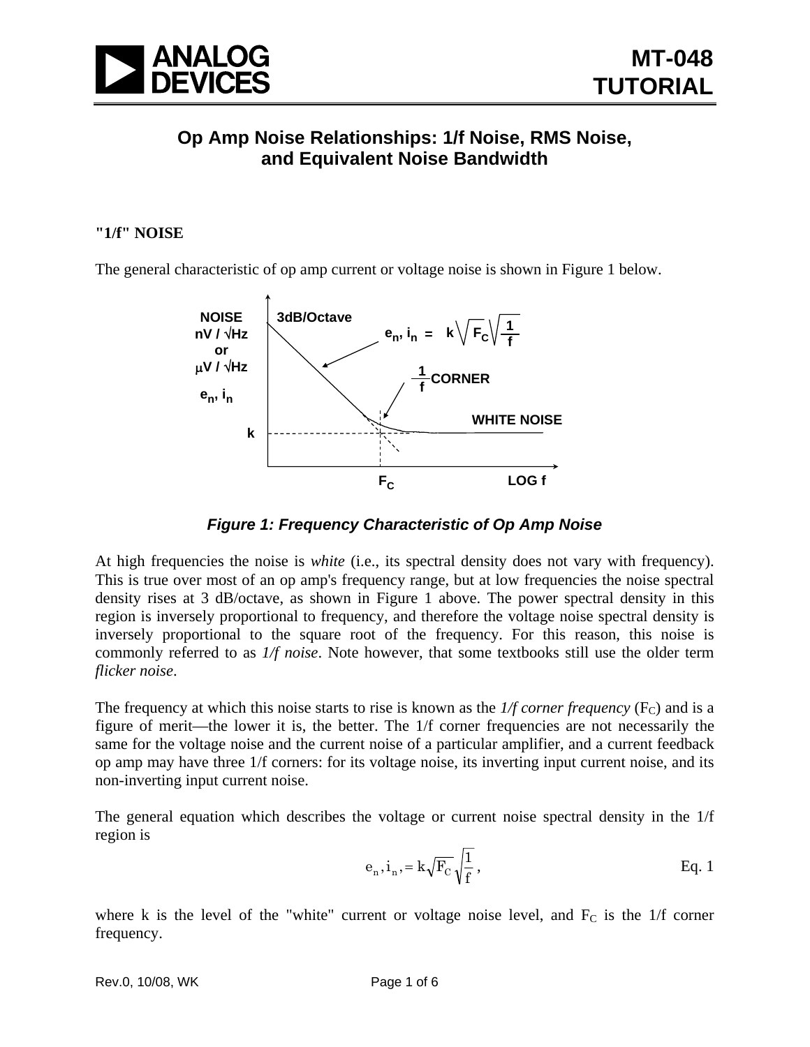# Op Amp Noise Relationships: 1/f Noise, RMS Noise, and Equivalent Noise Bandwidth

## "1/f" NOISE

The general characteristic of op amp current or voltage noise is shown in Figure 1 below.

NOISE
nV / √Hz
or
μV / √Hz
$e_n$, $i_n$

3dB/Octave

$e_n, i_n = k\sqrt{F_C}\sqrt{\frac{1}{f}}$

$\frac{1}{f}$ CORNER

WHITE NOISE

k

$F_C$

LOG f

*Figure 1: Frequency Characteristic of Op Amp Noise*

At high frequencies the noise is *white* (i.e., its spectral density does not vary with frequency). This is true over most of an op amp's frequency range, but at low frequencies the noise spectral density rises at 3 dB/octave, as shown in Figure 1 above. The power spectral density in this region is inversely proportional to frequency, and therefore the voltage noise spectral density is inversely proportional to the square root of the frequency. For this reason, this noise is commonly referred to as *1/f noise*. Note however, that some textbooks still use the older term *flicker noise*.

The frequency at which this noise starts to rise is known as the *1/f corner frequency* ($F_C$) and is a figure of merit—the lower it is, the better. The 1/f corner frequencies are not necessarily the same for the voltage noise and the current noise of a particular amplifier, and a current feedback op amp may have three 1/f corners: for its voltage noise, its inverting input current noise, and its non-inverting input current noise.

The general equation which describes the voltage or current noise spectral density in the 1/f region is

$$e_n, i_n, = k\sqrt{F_C}\sqrt{\frac{1}{f}}, \qquad \text{Eq. 1}$$

where k is the level of the "white" current or voltage noise level, and $F_C$ is the 1/f corner frequency.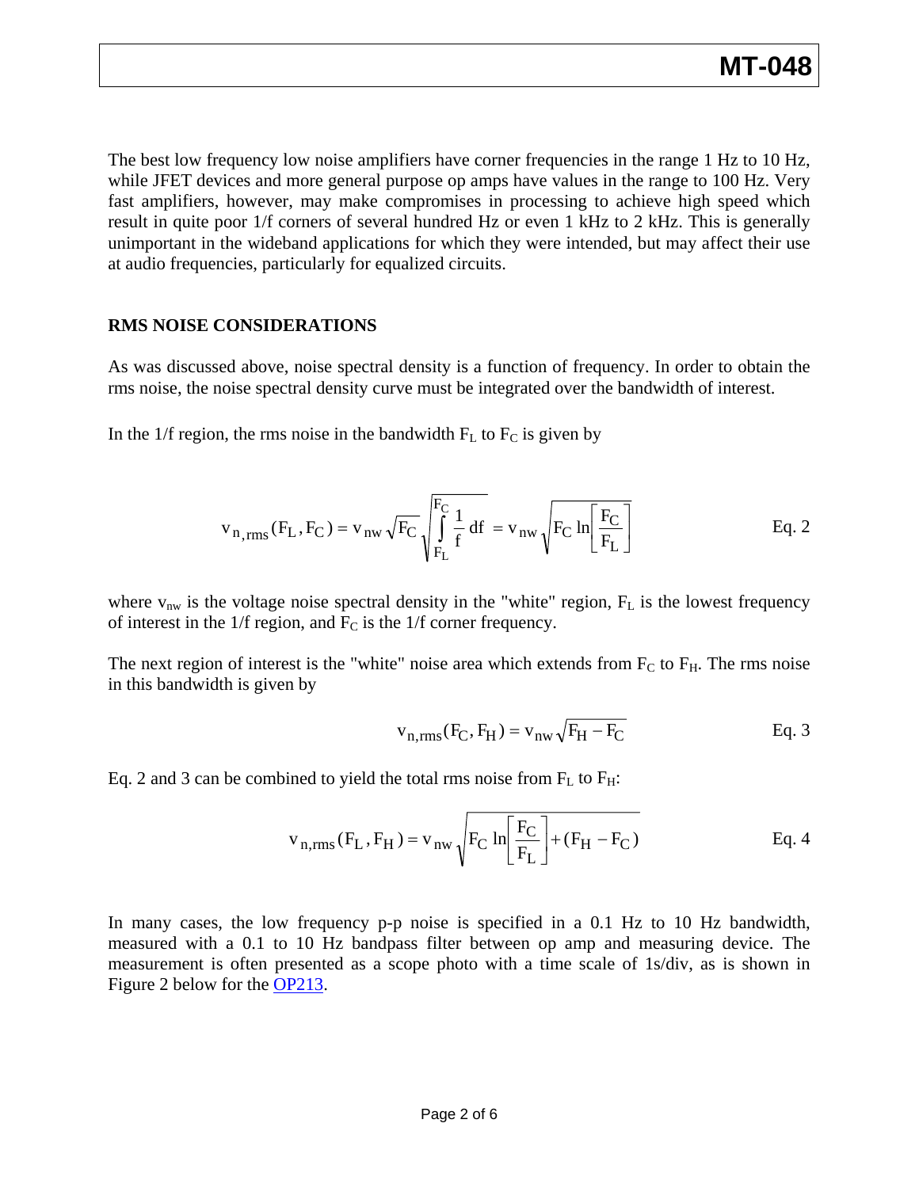The best low frequency low noise amplifiers have corner frequencies in the range 1 Hz to 10 Hz, while JFET devices and more general purpose op amps have values in the range to 100 Hz. Very fast amplifiers, however, may make compromises in processing to achieve high speed which result in quite poor 1/f corners of several hundred Hz or even 1 kHz to 2 kHz. This is generally unimportant in the wideband applications for which they were intended, but may affect their use at audio frequencies, particularly for equalized circuits.

## RMS NOISE CONSIDERATIONS

As was discussed above, noise spectral density is a function of frequency. In order to obtain the rms noise, the noise spectral density curve must be integrated over the bandwidth of interest.

In the 1/f region, the rms noise in the bandwidth $F_L$ to $F_C$ is given by

$$v_{n,rms}(F_L, F_C) = v_{nw}\sqrt{F_C}\sqrt{\int_{F_L}^{F_C} \frac{1}{f}\,df} = v_{nw}\sqrt{F_C \ln\left[\frac{F_C}{F_L}\right]} \qquad \text{Eq. 2}$$

where $v_{nw}$ is the voltage noise spectral density in the "white" region, $F_L$ is the lowest frequency of interest in the 1/f region, and $F_C$ is the 1/f corner frequency.

The next region of interest is the "white" noise area which extends from $F_C$ to $F_H$. The rms noise in this bandwidth is given by

$$v_{n,rms}(F_C, F_H) = v_{nw}\sqrt{F_H - F_C} \qquad \text{Eq. 3}$$

Eq. 2 and 3 can be combined to yield the total rms noise from $F_L$ to $F_H$:

$$v_{n,rms}(F_L, F_H) = v_{nw}\sqrt{F_C \ln\left[\frac{F_C}{F_L}\right] + (F_H - F_C)} \qquad \text{Eq. 4}$$

In many cases, the low frequency p-p noise is specified in a 0.1 Hz to 10 Hz bandwidth, measured with a 0.1 to 10 Hz bandpass filter between op amp and measuring device. The measurement is often presented as a scope photo with a time scale of 1s/div, as is shown in Figure 2 below for the OP213.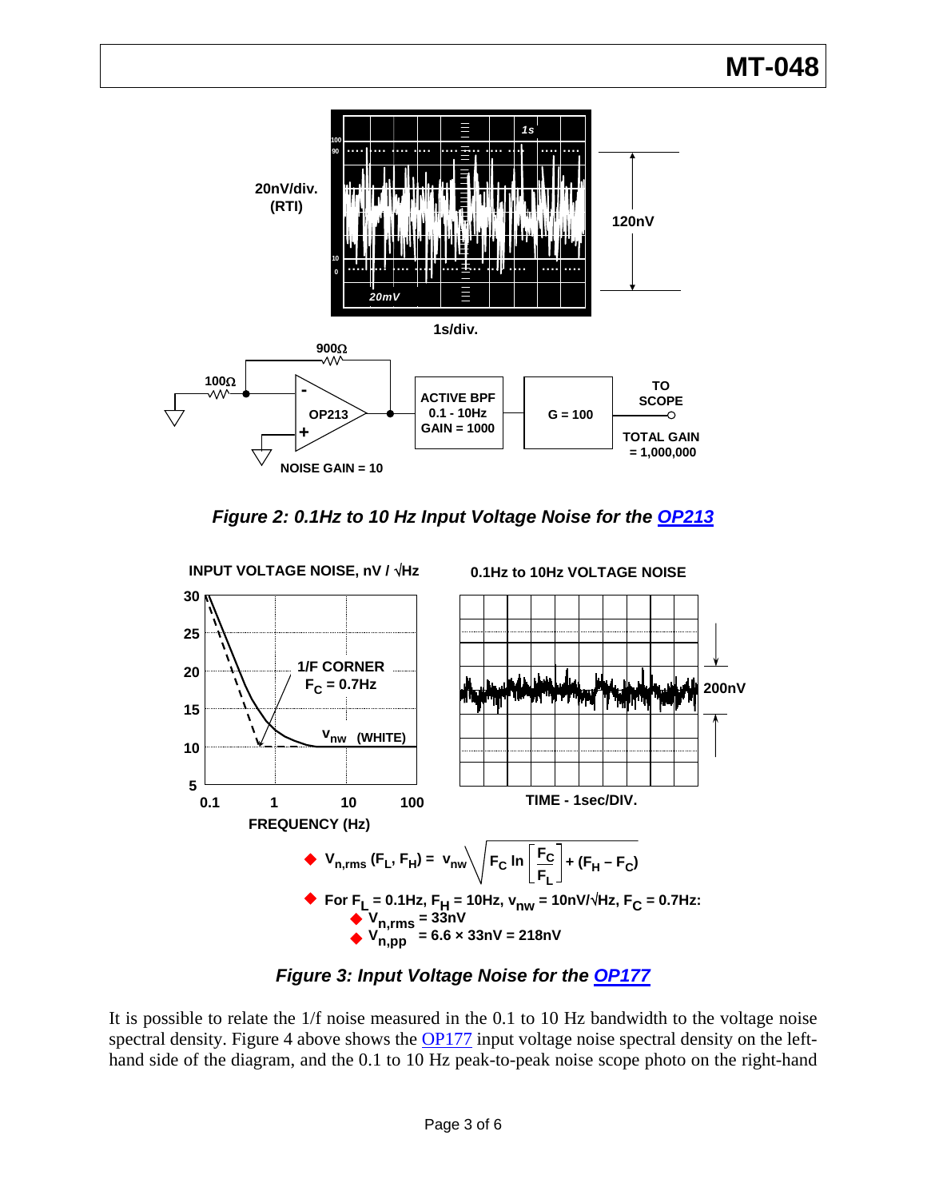20nV/div. (RTI)

1s

100

90

10

0

20mV

120nV

1s/div.

900Ω

100Ω

OP213

NOISE GAIN = 10

ACTIVE BPF 0.1 - 10Hz GAIN = 1000

G = 100

TO SCOPE

TOTAL GAIN = 1,000,000

*Figure 2: 0.1Hz to 10 Hz Input Voltage Noise for the [OP213](http://www.analog.com/en/other/militaryaerospace/op213/products/product.html)*

INPUT VOLTAGE NOISE, nV / √Hz

30

25

20

15

10

5

0.1

1

10

100

FREQUENCY (Hz)

1/F CORNER $F_C$ = 0.7Hz

$v_{nw}$ (WHITE)

0.1Hz to 10Hz VOLTAGE NOISE

200nV

TIME - 1sec/DIV.

- $V_{n,rms}(F_L, F_H) = v_{nw}\sqrt{F_C \ln\left[\frac{F_C}{F_L}\right] + (F_H - F_C)}$
- For $F_L$ = 0.1Hz, $F_H$ = 10Hz, $v_{nw}$ = 10nV/√Hz, $F_C$ = 0.7Hz:
  - $V_{n,rms}$ = 33nV
  - $V_{n,pp}$ = 6.6 × 33nV = 218nV

*Figure 3: Input Voltage Noise for the [OP177](http://www.analog.com/en/other/militaryaerospace/op177/products/product.html)*

It is possible to relate the 1/f noise measured in the 0.1 to 10 Hz bandwidth to the voltage noise spectral density. Figure 4 above shows the [OP177](http://www.analog.com/en/other/militaryaerospace/op177/products/product.html) input voltage noise spectral density on the left-hand side of the diagram, and the 0.1 to 10 Hz peak-to-peak noise scope photo on the right-hand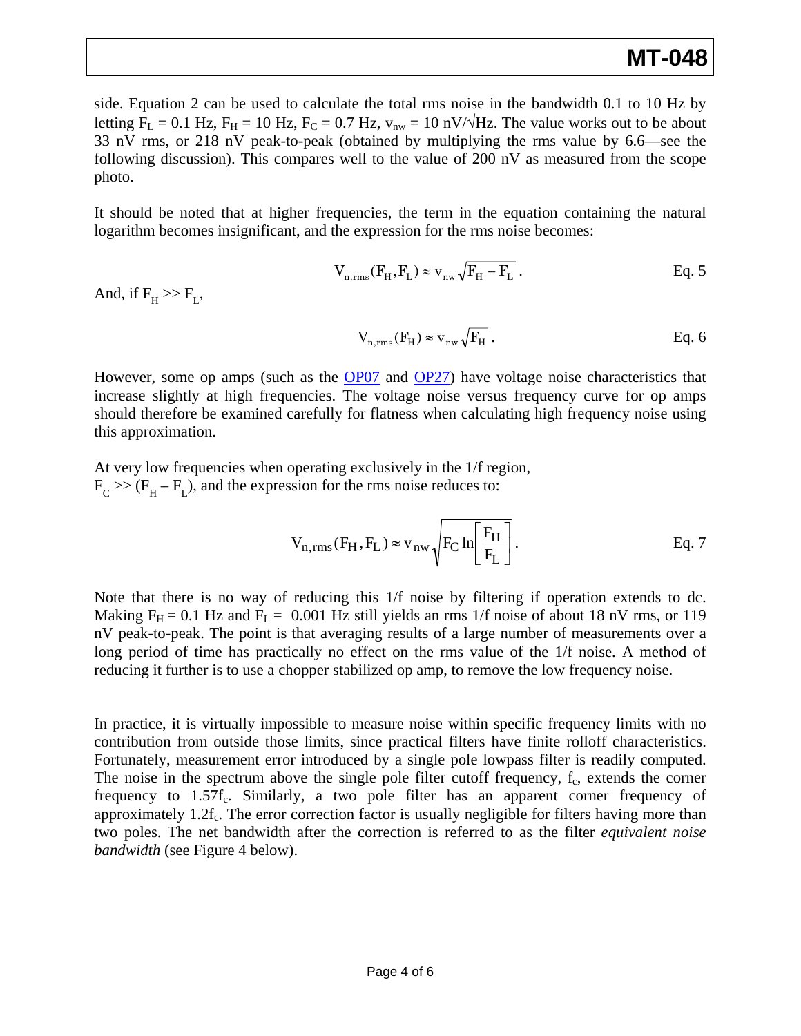side. Equation 2 can be used to calculate the total rms noise in the bandwidth 0.1 to 10 Hz by letting $F_L = 0.1$ Hz, $F_H = 10$ Hz, $F_C = 0.7$ Hz, $v_{nw} = 10\ \text{nV}/\sqrt{\text{Hz}}$. The value works out to be about 33 nV rms, or 218 nV peak-to-peak (obtained by multiplying the rms value by 6.6—see the following discussion). This compares well to the value of 200 nV as measured from the scope photo.

It should be noted that at higher frequencies, the term in the equation containing the natural logarithm becomes insignificant, and the expression for the rms noise becomes:

$$V_{n,rms}(F_H, F_L) \approx v_{nw}\sqrt{F_H - F_L}\,. \qquad \text{Eq. 5}$$

And, if $F_H >> F_L$,

$$V_{n,rms}(F_H) \approx v_{nw}\sqrt{F_H}\,. \qquad \text{Eq. 6}$$

However, some op amps (such as the OP07 and OP27) have voltage noise characteristics that increase slightly at high frequencies. The voltage noise versus frequency curve for op amps should therefore be examined carefully for flatness when calculating high frequency noise using this approximation.

At very low frequencies when operating exclusively in the 1/f region, $F_C >> (F_H - F_L)$, and the expression for the rms noise reduces to:

$$V_{n,rms}(F_H, F_L) \approx v_{nw}\sqrt{F_C \ln\left[\frac{F_H}{F_L}\right]}\,. \qquad \text{Eq. 7}$$

Note that there is no way of reducing this 1/f noise by filtering if operation extends to dc. Making $F_H = 0.1$ Hz and $F_L = 0.001$ Hz still yields an rms 1/f noise of about 18 nV rms, or 119 nV peak-to-peak. The point is that averaging results of a large number of measurements over a long period of time has practically no effect on the rms value of the 1/f noise. A method of reducing it further is to use a chopper stabilized op amp, to remove the low frequency noise.

In practice, it is virtually impossible to measure noise within specific frequency limits with no contribution from outside those limits, since practical filters have finite rolloff characteristics. Fortunately, measurement error introduced by a single pole lowpass filter is readily computed. The noise in the spectrum above the single pole filter cutoff frequency, $f_c$, extends the corner frequency to $1.57f_c$. Similarly, a two pole filter has an apparent corner frequency of approximately $1.2f_c$. The error correction factor is usually negligible for filters having more than two poles. The net bandwidth after the correction is referred to as the filter *equivalent noise bandwidth* (see Figure 4 below).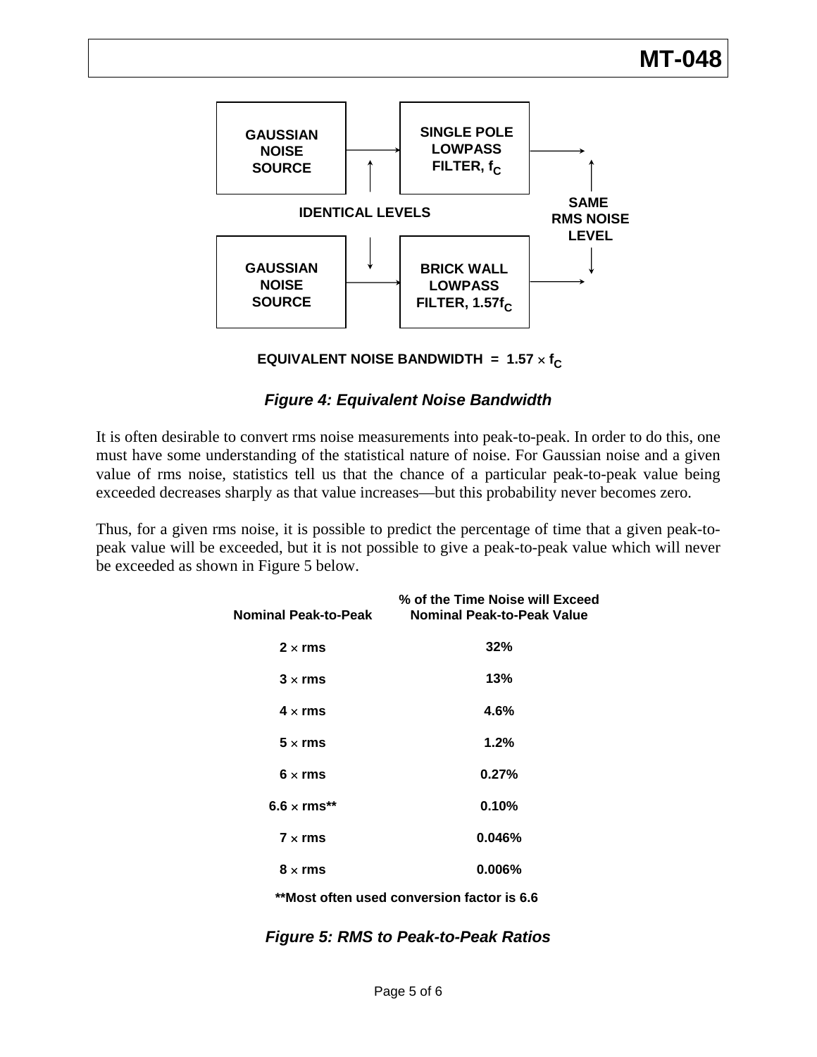GAUSSIAN NOISE SOURCE

SINGLE POLE LOWPASS FILTER, $f_C$

IDENTICAL LEVELS

SAME RMS NOISE LEVEL

GAUSSIAN NOISE SOURCE

BRICK WALL LOWPASS FILTER, $1.57f_C$

EQUIVALENT NOISE BANDWIDTH = $1.57 \times f_C$

***Figure 4: Equivalent Noise Bandwidth***

It is often desirable to convert rms noise measurements into peak-to-peak. In order to do this, one must have some understanding of the statistical nature of noise. For Gaussian noise and a given value of rms noise, statistics tell us that the chance of a particular peak-to-peak value being exceeded decreases sharply as that value increases—but this probability never becomes zero.

Thus, for a given rms noise, it is possible to predict the percentage of time that a given peak-to-peak value will be exceeded, but it is not possible to give a peak-to-peak value which will never be exceeded as shown in Figure 5 below.

| Nominal Peak-to-Peak | % of the Time Noise will Exceed Nominal Peak-to-Peak Value |
|---|---|
| $2 \times$ rms | 32% |
| $3 \times$ rms | 13% |
| $4 \times$ rms | 4.6% |
| $5 \times$ rms | 1.2% |
| $6 \times$ rms | 0.27% |
| $6.6 \times$ rms** | 0.10% |
| $7 \times$ rms | 0.046% |
| $8 \times$ rms | 0.006% |

**Most often used conversion factor is 6.6

***Figure 5: RMS to Peak-to-Peak Ratios***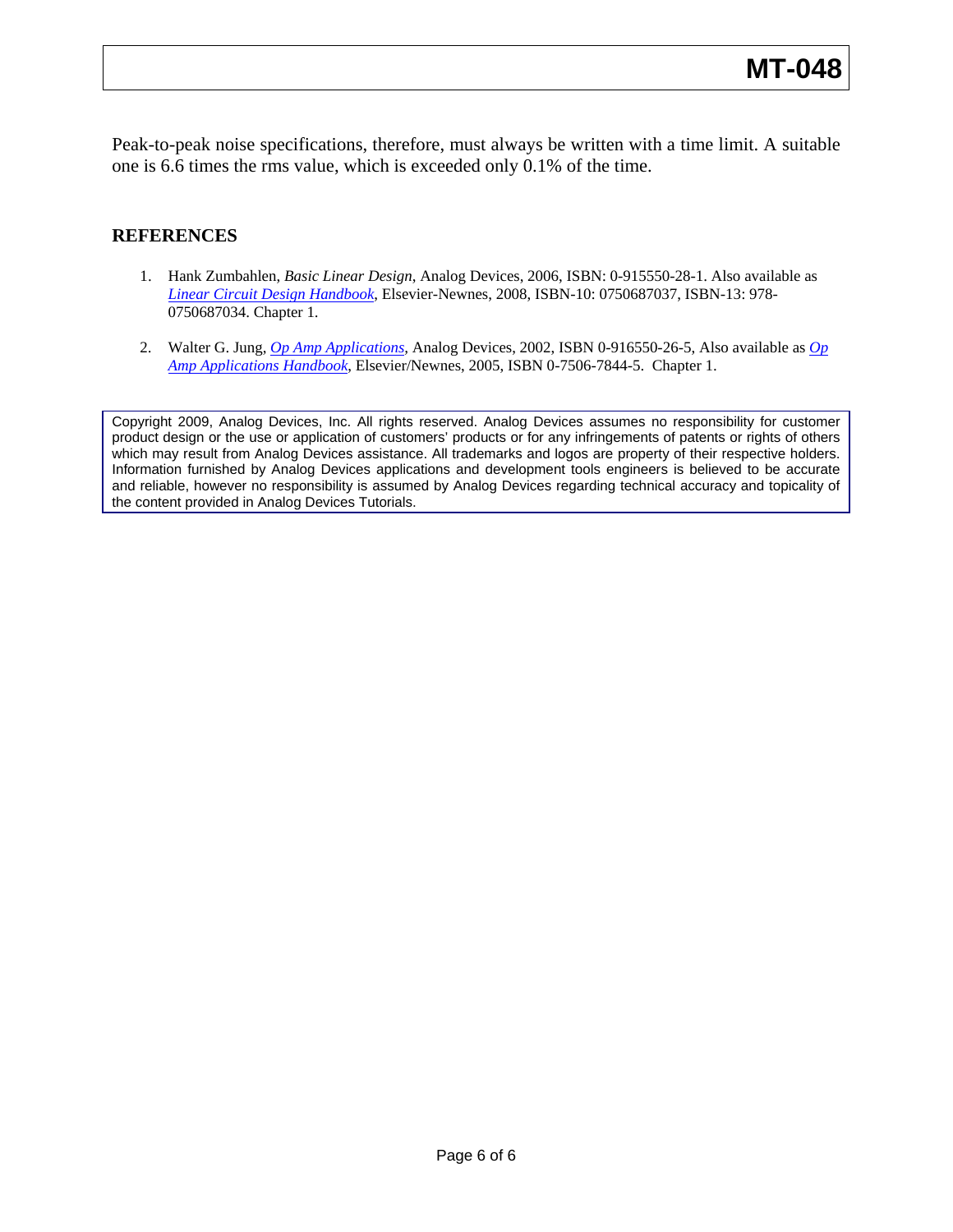Peak-to-peak noise specifications, therefore, must always be written with a time limit. A suitable one is 6.6 times the rms value, which is exceeded only 0.1% of the time.

## REFERENCES

1. Hank Zumbahlen, *Basic Linear Design*, Analog Devices, 2006, ISBN: 0-915550-28-1. Also available as *Linear Circuit Design Handbook*, Elsevier-Newnes, 2008, ISBN-10: 0750687037, ISBN-13: 978-0750687034. Chapter 1.

2. Walter G. Jung, *Op Amp Applications*, Analog Devices, 2002, ISBN 0-916550-26-5, Also available as *Op Amp Applications Handbook*, Elsevier/Newnes, 2005, ISBN 0-7506-7844-5. Chapter 1.

Copyright 2009, Analog Devices, Inc. All rights reserved. Analog Devices assumes no responsibility for customer product design or the use or application of customers' products or for any infringements of patents or rights of others which may result from Analog Devices assistance. All trademarks and logos are property of their respective holders. Information furnished by Analog Devices applications and development tools engineers is believed to be accurate and reliable, however no responsibility is assumed by Analog Devices regarding technical accuracy and topicality of the content provided in Analog Devices Tutorials.